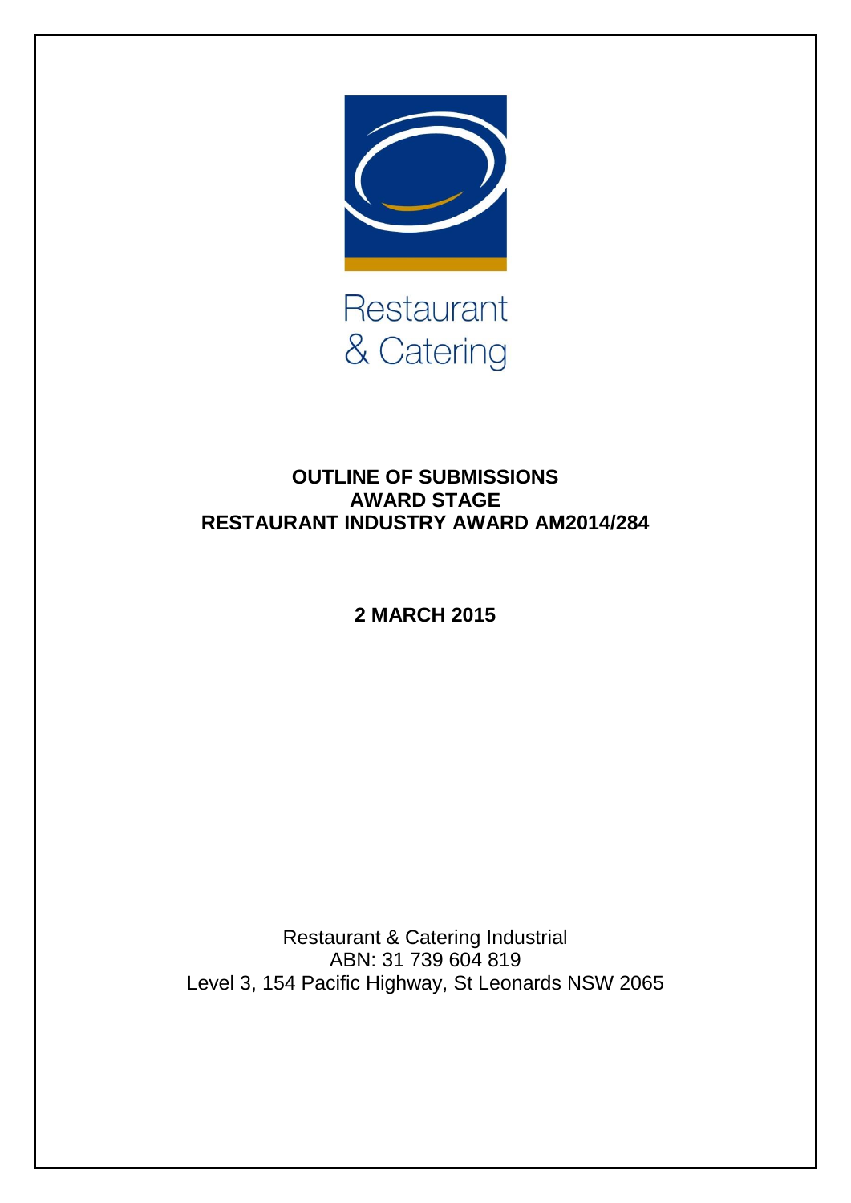Restaurant
& Catering

# OUTLINE OF SUBMISSIONS
# AWARD STAGE
# RESTAURANT INDUSTRY AWARD AM2014/284

**2 MARCH 2015**

Restaurant & Catering Industrial
ABN: 31 739 604 819
Level 3, 154 Pacific Highway, St Leonards NSW 2065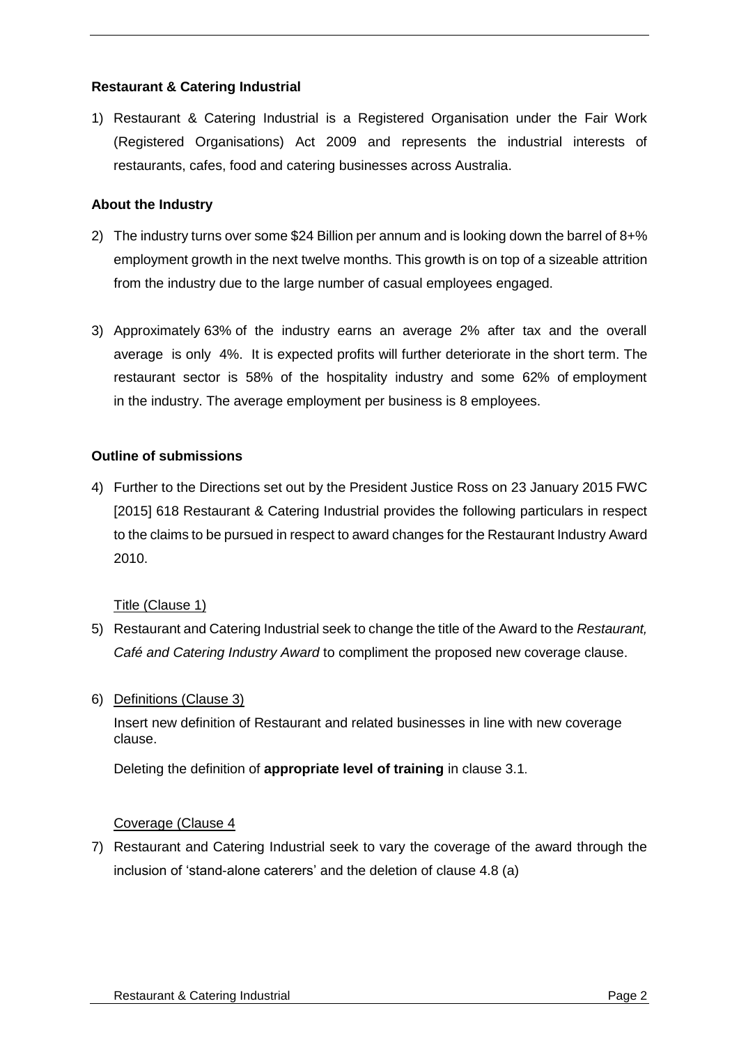**Restaurant & Catering Industrial**

1) Restaurant & Catering Industrial is a Registered Organisation under the Fair Work (Registered Organisations) Act 2009 and represents the industrial interests of restaurants, cafes, food and catering businesses across Australia.

**About the Industry**

2) The industry turns over some $24 Billion per annum and is looking down the barrel of 8+% employment growth in the next twelve months. This growth is on top of a sizeable attrition from the industry due to the large number of casual employees engaged.

3) Approximately 63% of the industry earns an average 2% after tax and the overall average is only 4%. It is expected profits will further deteriorate in the short term. The restaurant sector is 58% of the hospitality industry and some 62% of employment in the industry. The average employment per business is 8 employees.

**Outline of submissions**

4) Further to the Directions set out by the President Justice Ross on 23 January 2015 FWC [2015] 618 Restaurant & Catering Industrial provides the following particulars in respect to the claims to be pursued in respect to award changes for the Restaurant Industry Award 2010.

   Title (Clause 1)

5) Restaurant and Catering Industrial seek to change the title of the Award to the *Restaurant, Café and Catering Industry Award* to compliment the proposed new coverage clause.

6) Definitions (Clause 3)

   Insert new definition of Restaurant and related businesses in line with new coverage clause.

   Deleting the definition of **appropriate level of training** in clause 3.1.

   Coverage (Clause 4

7) Restaurant and Catering Industrial seek to vary the coverage of the award through the inclusion of 'stand-alone caterers' and the deletion of clause 4.8 (a)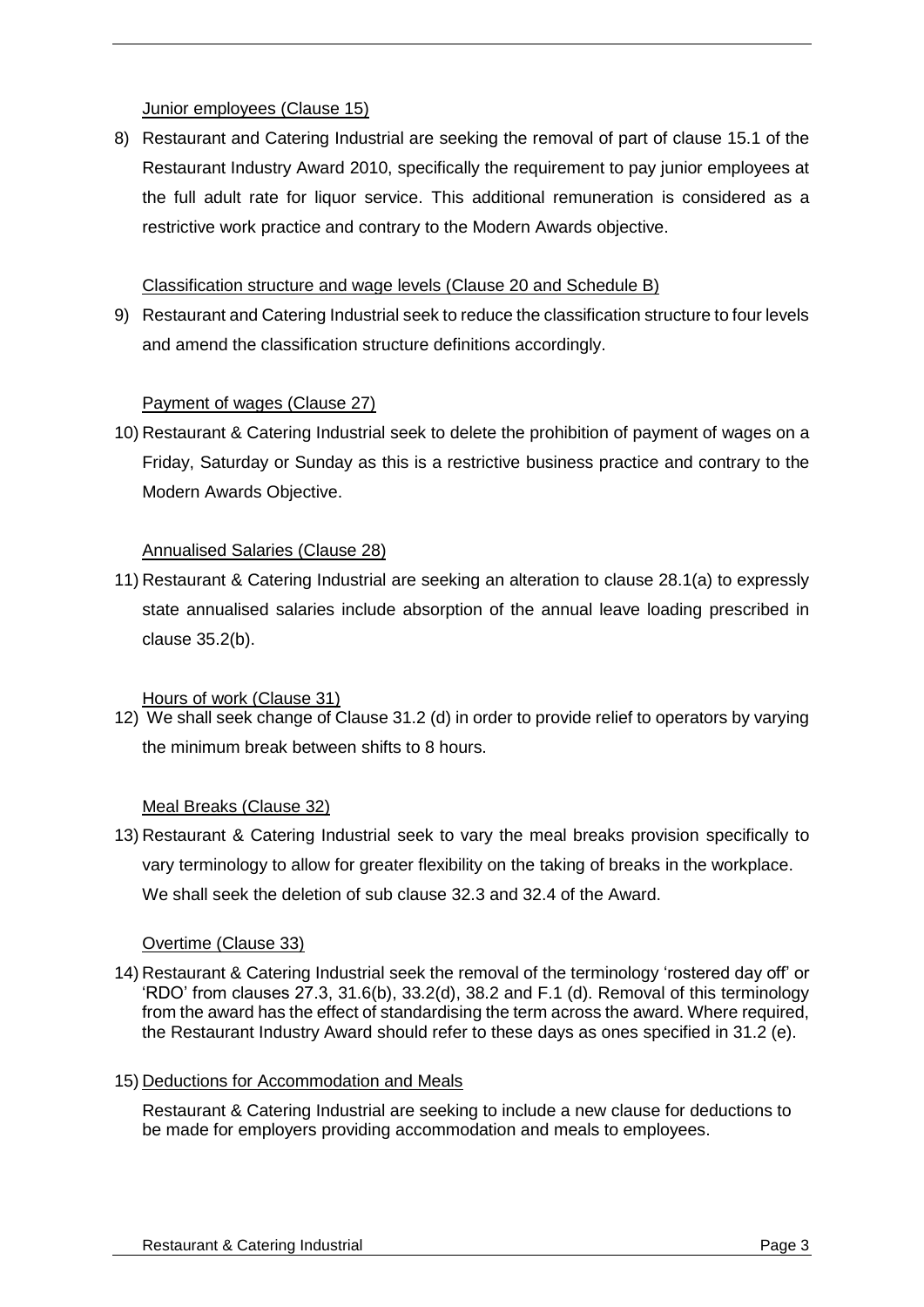Junior employees (Clause 15)

8) Restaurant and Catering Industrial are seeking the removal of part of clause 15.1 of the Restaurant Industry Award 2010, specifically the requirement to pay junior employees at the full adult rate for liquor service. This additional remuneration is considered as a restrictive work practice and contrary to the Modern Awards objective.

Classification structure and wage levels (Clause 20 and Schedule B)

9) Restaurant and Catering Industrial seek to reduce the classification structure to four levels and amend the classification structure definitions accordingly.

Payment of wages (Clause 27)

10) Restaurant & Catering Industrial seek to delete the prohibition of payment of wages on a Friday, Saturday or Sunday as this is a restrictive business practice and contrary to the Modern Awards Objective.

Annualised Salaries (Clause 28)

11) Restaurant & Catering Industrial are seeking an alteration to clause 28.1(a) to expressly state annualised salaries include absorption of the annual leave loading prescribed in clause 35.2(b).

Hours of work (Clause 31)

12) We shall seek change of Clause 31.2 (d) in order to provide relief to operators by varying the minimum break between shifts to 8 hours.

Meal Breaks (Clause 32)

13) Restaurant & Catering Industrial seek to vary the meal breaks provision specifically to vary terminology to allow for greater flexibility on the taking of breaks in the workplace. We shall seek the deletion of sub clause 32.3 and 32.4 of the Award.

Overtime (Clause 33)

14) Restaurant & Catering Industrial seek the removal of the terminology 'rostered day off' or 'RDO' from clauses 27.3, 31.6(b), 33.2(d), 38.2 and F.1 (d). Removal of this terminology from the award has the effect of standardising the term across the award. Where required, the Restaurant Industry Award should refer to these days as ones specified in 31.2 (e).

15) Deductions for Accommodation and Meals

Restaurant & Catering Industrial are seeking to include a new clause for deductions to be made for employers providing accommodation and meals to employees.